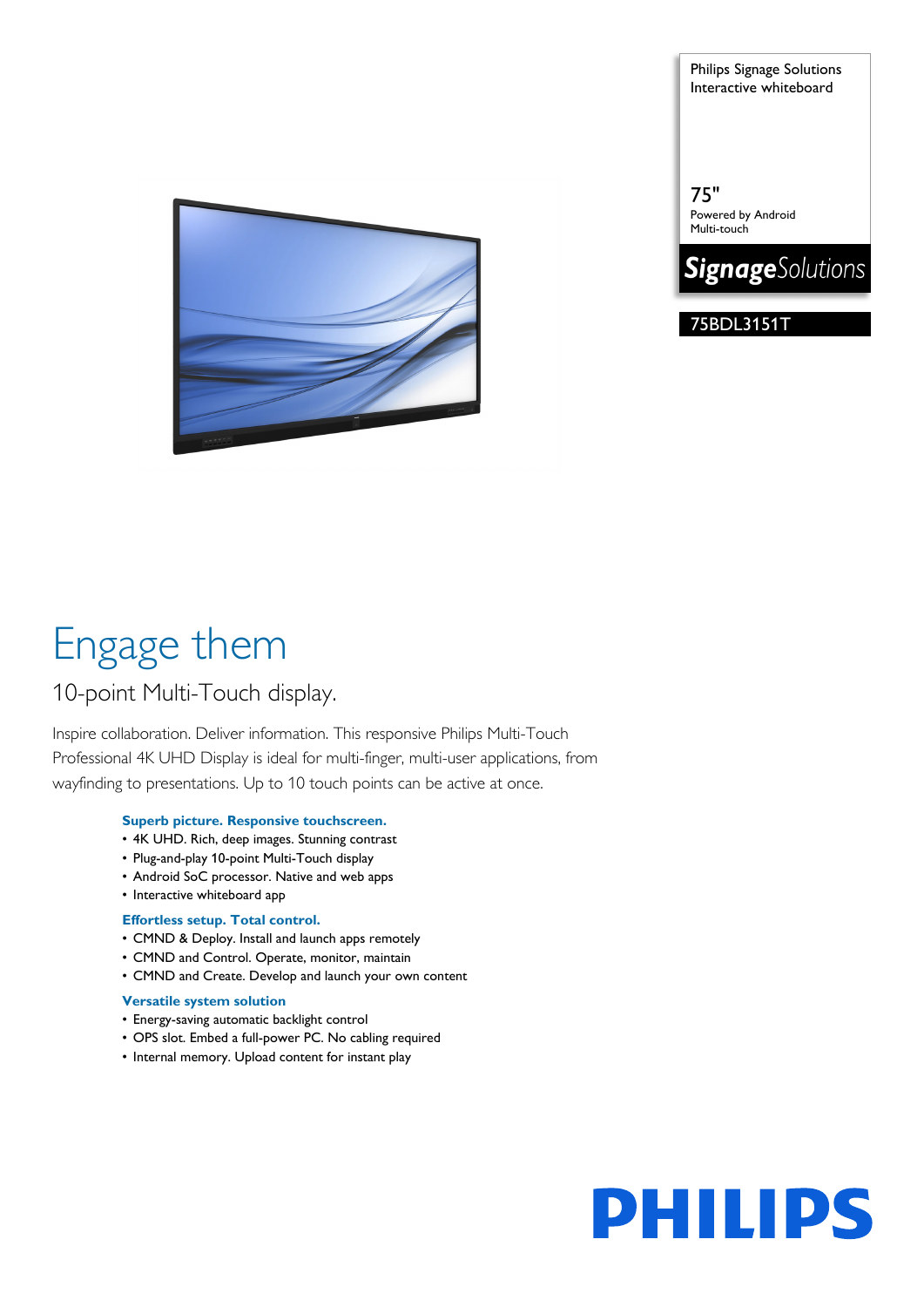Philips Signage Solutions
Interactive whiteboard

75"
Powered by Android
Multi-touch

***Signage**Solutions*

75BDL3151T

# Engage them

## 10-point Multi-Touch display.

Inspire collaboration. Deliver information. This responsive Philips Multi-Touch Professional 4K UHD Display is ideal for multi-finger, multi-user applications, from wayfinding to presentations. Up to 10 touch points can be active at once.

### Superb picture. Responsive touchscreen.

- 4K UHD. Rich, deep images. Stunning contrast
- Plug-and-play 10-point Multi-Touch display
- Android SoC processor. Native and web apps
- Interactive whiteboard app

### Effortless setup. Total control.

- CMND & Deploy. Install and launch apps remotely
- CMND and Control. Operate, monitor, maintain
- CMND and Create. Develop and launch your own content

### Versatile system solution

- Energy-saving automatic backlight control
- OPS slot. Embed a full-power PC. No cabling required
- Internal memory. Upload content for instant play

PHILIPS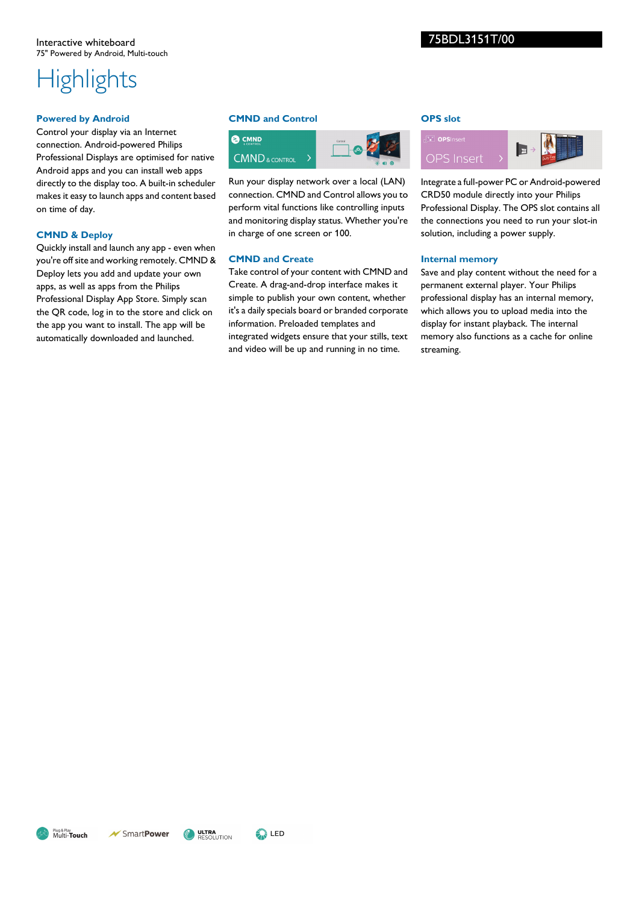Interactive whiteboard
75" Powered by Android, Multi-touch

75BDL3151T/00

# Highlights

### Powered by Android

Control your display via an Internet connection. Android-powered Philips Professional Displays are optimised for native Android apps and you can install web apps directly to the display too. A built-in scheduler makes it easy to launch apps and content based on time of day.

### CMND & Deploy

Quickly install and launch any app - even when you're off site and working remotely. CMND & Deploy lets you add and update your own apps, as well as apps from the Philips Professional Display App Store. Simply scan the QR code, log in to the store and click on the app you want to install. The app will be automatically downloaded and launched.

### CMND and Control

Run your display network over a local (LAN) connection. CMND and Control allows you to perform vital functions like controlling inputs and monitoring display status. Whether you're in charge of one screen or 100.

### CMND and Create

Take control of your content with CMND and Create. A drag-and-drop interface makes it simple to publish your own content, whether it's a daily specials board or branded corporate information. Preloaded templates and integrated widgets ensure that your stills, text and video will be up and running in no time.

### OPS slot

Integrate a full-power PC or Android-powered CRD50 module directly into your Philips Professional Display. The OPS slot contains all the connections you need to run your slot-in solution, including a power supply.

### Internal memory

Save and play content without the need for a permanent external player. Your Philips professional display has an internal memory, which allows you to upload media into the display for instant playback. The internal memory also functions as a cache for online streaming.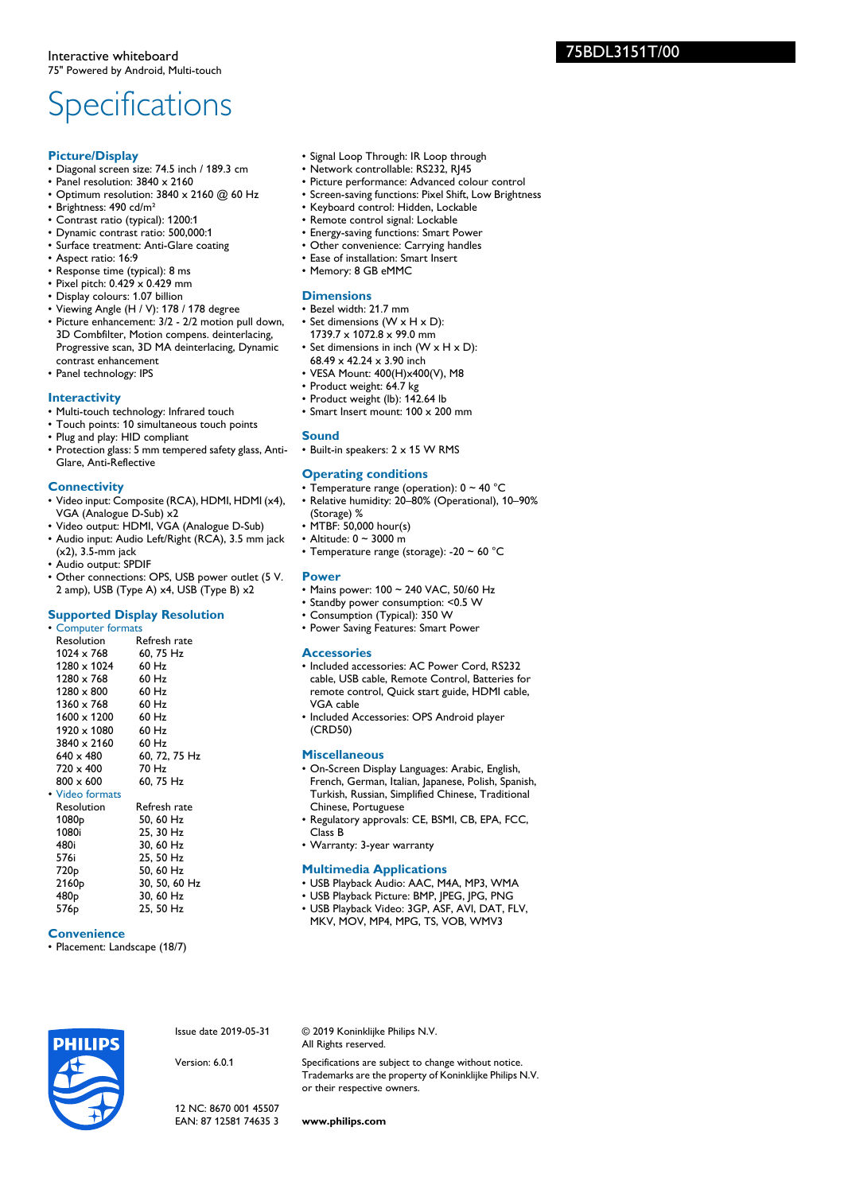Interactive whiteboard
75" Powered by Android, Multi-touch

75BDL3151T/00

# Specifications

## Picture/Display

- Diagonal screen size: 74.5 inch / 189.3 cm
- Panel resolution: 3840 x 2160
- Optimum resolution: 3840 x 2160 @ 60 Hz
- Brightness: 490 cd/m²
- Contrast ratio (typical): 1200:1
- Dynamic contrast ratio: 500,000:1
- Surface treatment: Anti-Glare coating
- Aspect ratio: 16:9
- Response time (typical): 8 ms
- Pixel pitch: 0.429 x 0.429 mm
- Display colours: 1.07 billion
- Viewing Angle (H / V): 178 / 178 degree
- Picture enhancement: 3/2 - 2/2 motion pull down, 3D Combfilter, Motion compens. deinterlacing, Progressive scan, 3D MA deinterlacing, Dynamic contrast enhancement
- Panel technology: IPS

## Interactivity

- Multi-touch technology: Infrared touch
- Touch points: 10 simultaneous touch points
- Plug and play: HID compliant
- Protection glass: 5 mm tempered safety glass, Anti-Glare, Anti-Reflective

## Connectivity

- Video input: Composite (RCA), HDMI, HDMI (x4), VGA (Analogue D-Sub) x2
- Video output: HDMI, VGA (Analogue D-Sub)
- Audio input: Audio Left/Right (RCA), 3.5 mm jack (x2), 3.5-mm jack
- Audio output: SPDIF
- Other connections: OPS, USB power outlet (5 V. 2 amp), USB (Type A) x4, USB (Type B) x2

## Supported Display Resolution

- Computer formats

| Resolution | Refresh rate |
|---|---|
| 1024 x 768 | 60, 75 Hz |
| 1280 x 1024 | 60 Hz |
| 1280 x 768 | 60 Hz |
| 1280 x 800 | 60 Hz |
| 1360 x 768 | 60 Hz |
| 1600 x 1200 | 60 Hz |
| 1920 x 1080 | 60 Hz |
| 3840 x 2160 | 60 Hz |
| 640 x 480 | 60, 72, 75 Hz |
| 720 x 400 | 70 Hz |
| 800 x 600 | 60, 75 Hz |

- Video formats

| Resolution | Refresh rate |
|---|---|
| 1080p | 50, 60 Hz |
| 1080i | 25, 30 Hz |
| 480i | 30, 60 Hz |
| 576i | 25, 50 Hz |
| 720p | 50, 60 Hz |
| 2160p | 30, 50, 60 Hz |
| 480p | 30, 60 Hz |
| 576p | 25, 50 Hz |

## Convenience

- Placement: Landscape (18/7)
- Signal Loop Through: IR Loop through
- Network controllable: RS232, RJ45
- Picture performance: Advanced colour control
- Screen-saving functions: Pixel Shift, Low Brightness
- Keyboard control: Hidden, Lockable
- Remote control signal: Lockable
- Energy-saving functions: Smart Power
- Other convenience: Carrying handles
- Ease of installation: Smart Insert
- Memory: 8 GB eMMC

## Dimensions

- Bezel width: 21.7 mm
- Set dimensions (W x H x D): 1739.7 x 1072.8 x 99.0 mm
- Set dimensions in inch (W x H x D): 68.49 x 42.24 x 3.90 inch
- VESA Mount: 400(H)x400(V), M8
- Product weight: 64.7 kg
- Product weight (lb): 142.64 lb
- Smart Insert mount: 100 x 200 mm

## Sound

- Built-in speakers: 2 x 15 W RMS

## Operating conditions

- Temperature range (operation): 0 ~ 40 °C
- Relative humidity: 20–80% (Operational), 10–90% (Storage) %
- MTBF: 50,000 hour(s)
- Altitude: 0 ~ 3000 m
- Temperature range (storage): -20 ~ 60 °C

## Power

- Mains power: 100 ~ 240 VAC, 50/60 Hz
- Standby power consumption: <0.5 W
- Consumption (Typical): 350 W
- Power Saving Features: Smart Power

## Accessories

- Included accessories: AC Power Cord, RS232 cable, USB cable, Remote Control, Batteries for remote control, Quick start guide, HDMI cable, VGA cable
- Included Accessories: OPS Android player (CRD50)

## Miscellaneous

- On-Screen Display Languages: Arabic, English, French, German, Italian, Japanese, Polish, Spanish, Turkish, Russian, Simplified Chinese, Traditional Chinese, Portuguese
- Regulatory approvals: CE, BSMI, CB, EPA, FCC, Class B
- Warranty: 3-year warranty

## Multimedia Applications

- USB Playback Audio: AAC, M4A, MP3, WMA
- USB Playback Picture: BMP, JPEG, JPG, PNG
- USB Playback Video: 3GP, ASF, AVI, DAT, FLV, MKV, MOV, MP4, MPG, TS, VOB, WMV3

Issue date 2019-05-31

Version: 6.0.1

12 NC: 8670 001 45507
EAN: 87 12581 74635 3

© 2019 Koninklijke Philips N.V.
All Rights reserved.

Specifications are subject to change without notice. Trademarks are the property of Koninklijke Philips N.V. or their respective owners.

**www.philips.com**